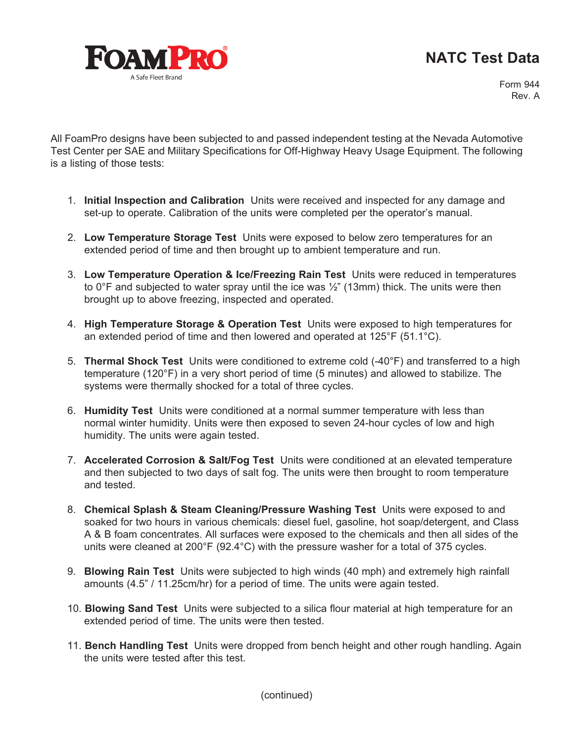FOAMPRO®

A Safe Fleet Brand

# NATC Test Data

Form 944
Rev. A

All FoamPro designs have been subjected to and passed independent testing at the Nevada Automotive Test Center per SAE and Military Specifications for Off-Highway Heavy Usage Equipment. The following is a listing of those tests:

1. **Initial Inspection and Calibration** Units were received and inspected for any damage and set-up to operate. Calibration of the units were completed per the operator's manual.

2. **Low Temperature Storage Test** Units were exposed to below zero temperatures for an extended period of time and then brought up to ambient temperature and run.

3. **Low Temperature Operation & Ice/Freezing Rain Test** Units were reduced in temperatures to 0°F and subjected to water spray until the ice was ½" (13mm) thick. The units were then brought up to above freezing, inspected and operated.

4. **High Temperature Storage & Operation Test** Units were exposed to high temperatures for an extended period of time and then lowered and operated at 125°F (51.1°C).

5. **Thermal Shock Test** Units were conditioned to extreme cold (-40°F) and transferred to a high temperature (120°F) in a very short period of time (5 minutes) and allowed to stabilize. The systems were thermally shocked for a total of three cycles.

6. **Humidity Test** Units were conditioned at a normal summer temperature with less than normal winter humidity. Units were then exposed to seven 24-hour cycles of low and high humidity. The units were again tested.

7. **Accelerated Corrosion & Salt/Fog Test** Units were conditioned at an elevated temperature and then subjected to two days of salt fog. The units were then brought to room temperature and tested.

8. **Chemical Splash & Steam Cleaning/Pressure Washing Test** Units were exposed to and soaked for two hours in various chemicals: diesel fuel, gasoline, hot soap/detergent, and Class A & B foam concentrates. All surfaces were exposed to the chemicals and then all sides of the units were cleaned at 200°F (92.4°C) with the pressure washer for a total of 375 cycles.

9. **Blowing Rain Test** Units were subjected to high winds (40 mph) and extremely high rainfall amounts (4.5" / 11.25cm/hr) for a period of time. The units were again tested.

10. **Blowing Sand Test** Units were subjected to a silica flour material at high temperature for an extended period of time. The units were then tested.

11. **Bench Handling Test** Units were dropped from bench height and other rough handling. Again the units were tested after this test.

(continued)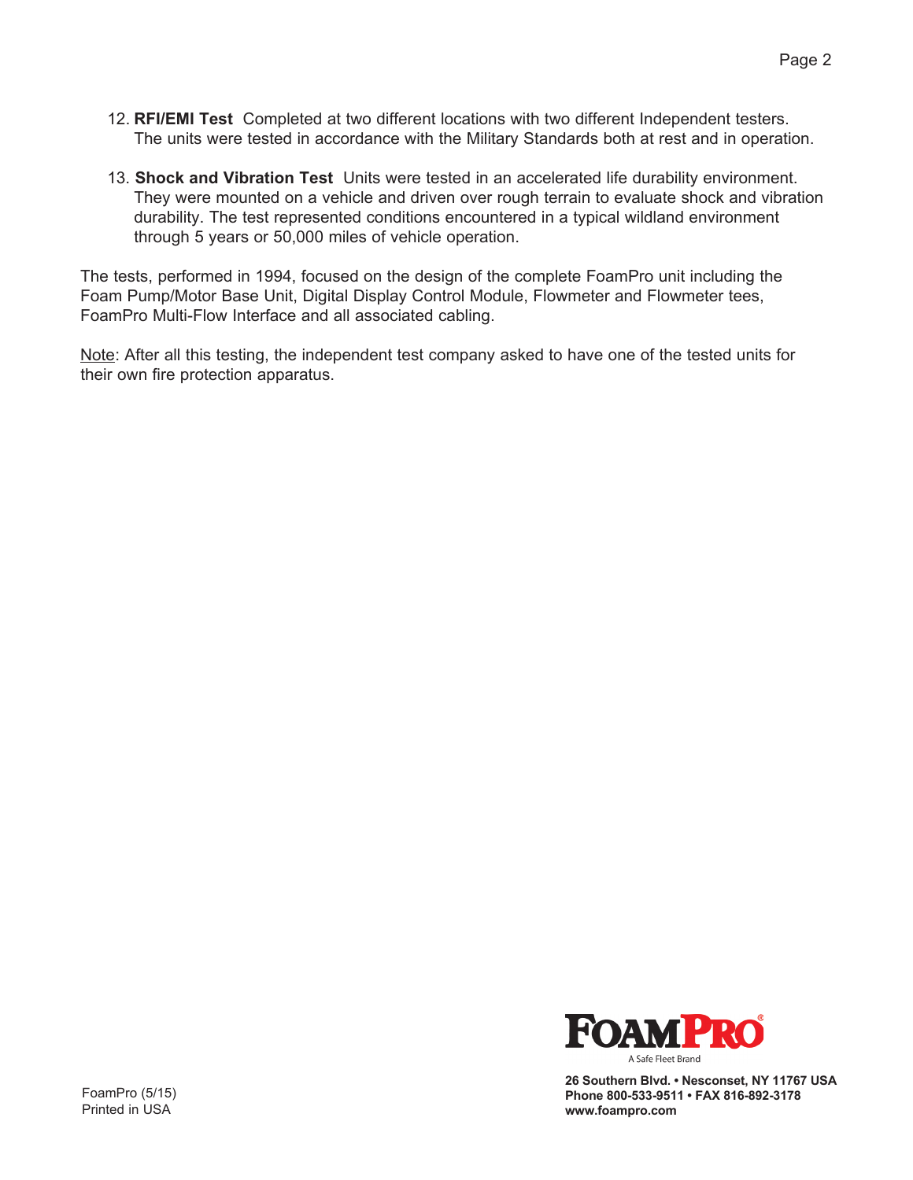12. **RFI/EMI Test** Completed at two different locations with two different Independent testers. The units were tested in accordance with the Military Standards both at rest and in operation.

13. **Shock and Vibration Test** Units were tested in an accelerated life durability environment. They were mounted on a vehicle and driven over rough terrain to evaluate shock and vibration durability. The test represented conditions encountered in a typical wildland environment through 5 years or 50,000 miles of vehicle operation.

The tests, performed in 1994, focused on the design of the complete FoamPro unit including the Foam Pump/Motor Base Unit, Digital Display Control Module, Flowmeter and Flowmeter tees, FoamPro Multi-Flow Interface and all associated cabling.

Note: After all this testing, the independent test company asked to have one of the tested units for their own fire protection apparatus.

FOAMPRO®
A Safe Fleet Brand

**26 Southern Blvd. • Nesconset, NY 11767 USA**
**Phone 800-533-9511 • FAX 816-892-3178**
**www.foampro.com**

FoamPro (5/15)
Printed in USA